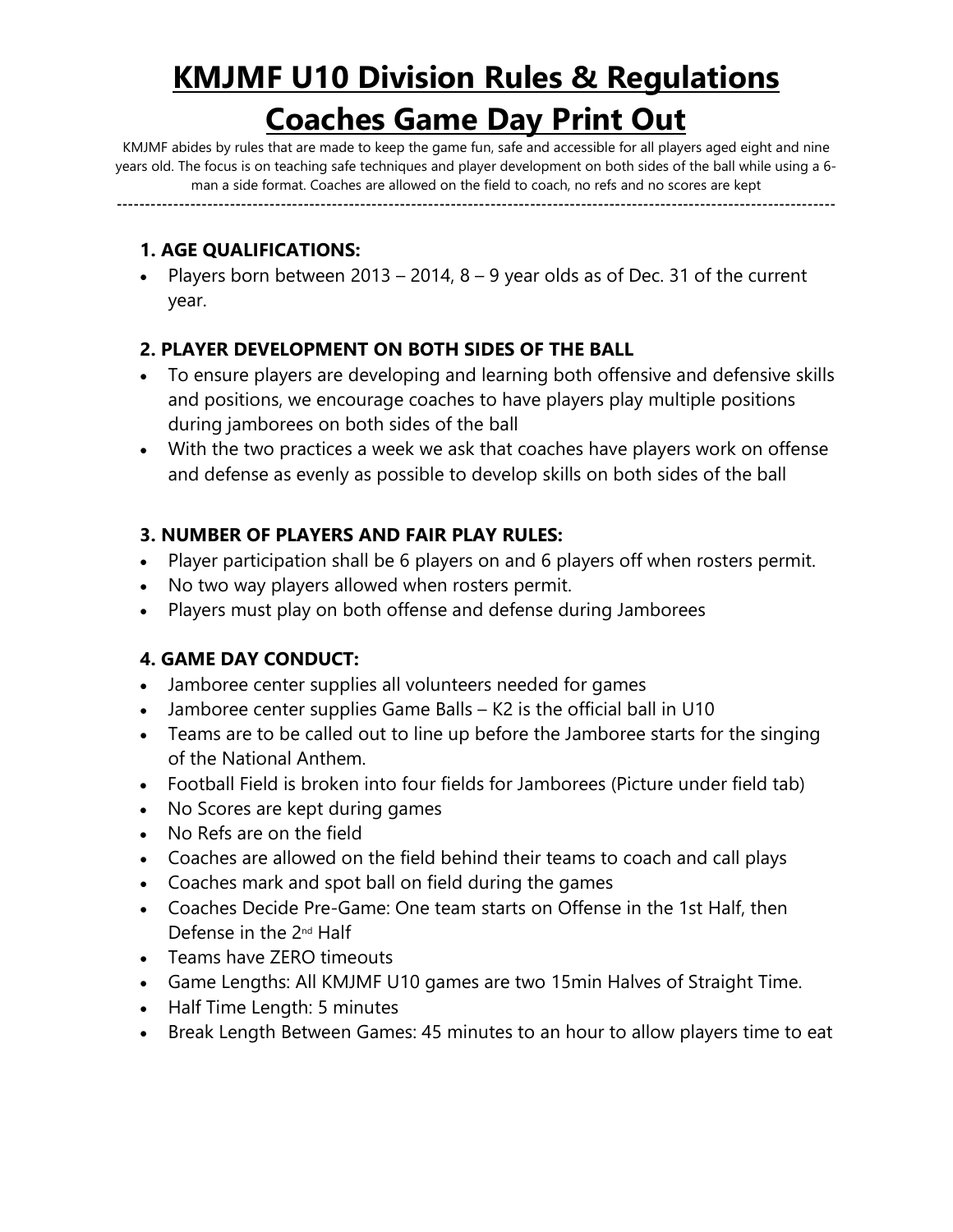# KMJMF U10 Division Rules & Regulations

# Coaches Game Day Print Out

KMJMF abides by rules that are made to keep the game fun, safe and accessible for all players aged eight and nine years old. The focus is on teaching safe techniques and player development on both sides of the ball while using a 6-man a side format. Coaches are allowed on the field to coach, no refs and no scores are kept

---

### 1. AGE QUALIFICATIONS:

- Players born between 2013 – 2014, 8 – 9 year olds as of Dec. 31 of the current year.

### 2. PLAYER DEVELOPMENT ON BOTH SIDES OF THE BALL

- To ensure players are developing and learning both offensive and defensive skills and positions, we encourage coaches to have players play multiple positions during jamborees on both sides of the ball
- With the two practices a week we ask that coaches have players work on offense and defense as evenly as possible to develop skills on both sides of the ball

### 3. NUMBER OF PLAYERS AND FAIR PLAY RULES:

- Player participation shall be 6 players on and 6 players off when rosters permit.
- No two way players allowed when rosters permit.
- Players must play on both offense and defense during Jamborees

### 4. GAME DAY CONDUCT:

- Jamboree center supplies all volunteers needed for games
- Jamboree center supplies Game Balls – K2 is the official ball in U10
- Teams are to be called out to line up before the Jamboree starts for the singing of the National Anthem.
- Football Field is broken into four fields for Jamborees (Picture under field tab)
- No Scores are kept during games
- No Refs are on the field
- Coaches are allowed on the field behind their teams to coach and call plays
- Coaches mark and spot ball on field during the games
- Coaches Decide Pre-Game: One team starts on Offense in the 1st Half, then Defense in the 2nd Half
- Teams have ZERO timeouts
- Game Lengths: All KMJMF U10 games are two 15min Halves of Straight Time.
- Half Time Length: 5 minutes
- Break Length Between Games: 45 minutes to an hour to allow players time to eat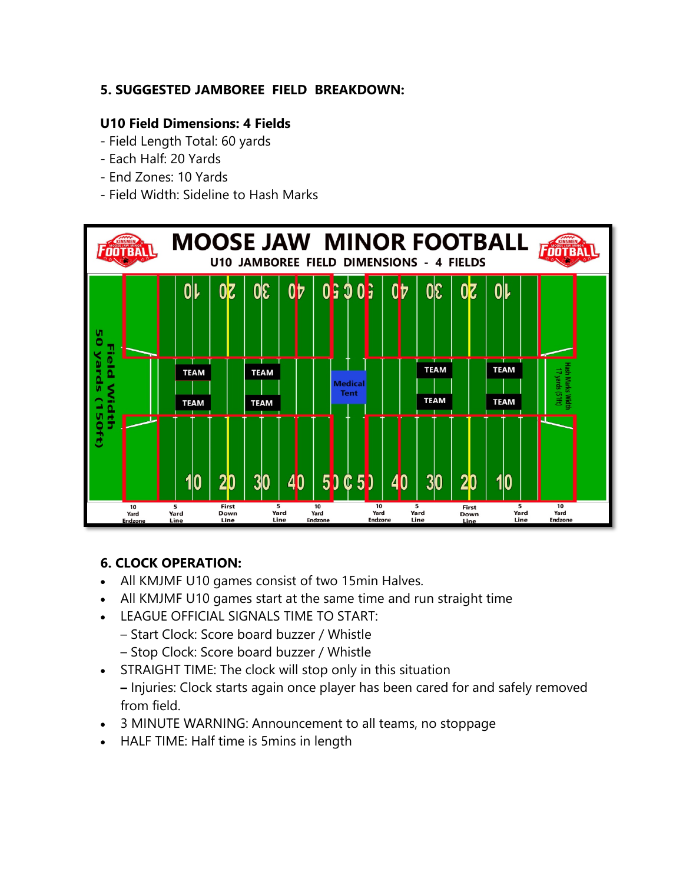### 5. SUGGESTED JAMBOREE FIELD BREAKDOWN:

**U10 Field Dimensions: 4 Fields**

- Field Length Total: 60 yards
- Each Half: 20 Yards
- End Zones: 10 Yards
- Field Width: Sideline to Hash Marks

MOOSE JAW MINOR FOOTBALL
U10 JAMBOREE FIELD DIMENSIONS - 4 FIELDS

### 6. CLOCK OPERATION:

- All KMJMF U10 games consist of two 15min Halves.
- All KMJMF U10 games start at the same time and run straight time
- LEAGUE OFFICIAL SIGNALS TIME TO START:
  – Start Clock: Score board buzzer / Whistle
  – Stop Clock: Score board buzzer / Whistle
- STRAIGHT TIME: The clock will stop only in this situation
  **–** Injuries: Clock starts again once player has been cared for and safely removed from field.
- 3 MINUTE WARNING: Announcement to all teams, no stoppage
- HALF TIME: Half time is 5mins in length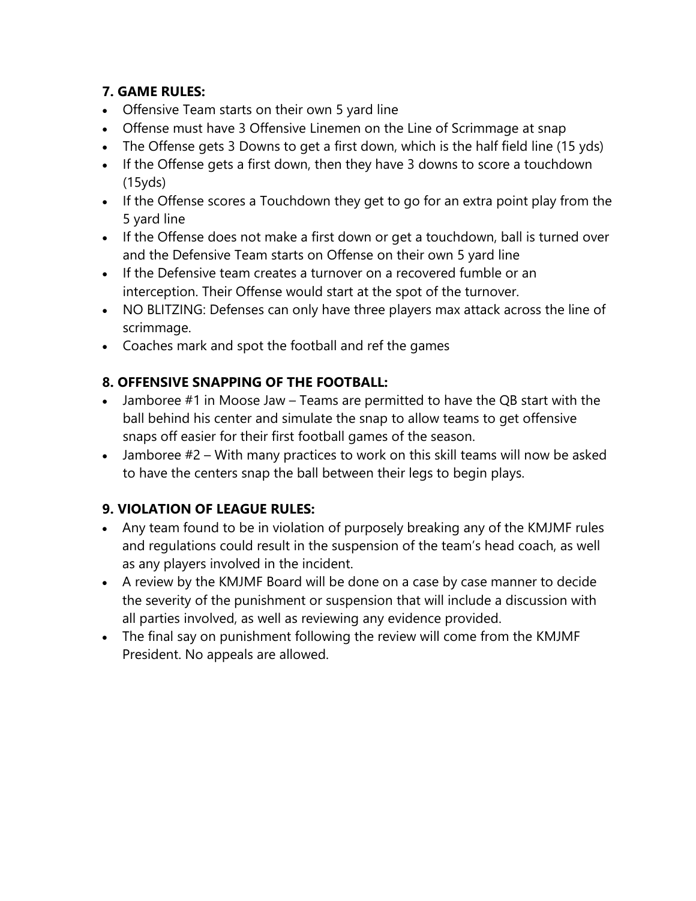### 7. GAME RULES:

- Offensive Team starts on their own 5 yard line
- Offense must have 3 Offensive Linemen on the Line of Scrimmage at snap
- The Offense gets 3 Downs to get a first down, which is the half field line (15 yds)
- If the Offense gets a first down, then they have 3 downs to score a touchdown (15yds)
- If the Offense scores a Touchdown they get to go for an extra point play from the 5 yard line
- If the Offense does not make a first down or get a touchdown, ball is turned over and the Defensive Team starts on Offense on their own 5 yard line
- If the Defensive team creates a turnover on a recovered fumble or an interception. Their Offense would start at the spot of the turnover.
- NO BLITZING: Defenses can only have three players max attack across the line of scrimmage.
- Coaches mark and spot the football and ref the games

### 8. OFFENSIVE SNAPPING OF THE FOOTBALL:

- Jamboree #1 in Moose Jaw – Teams are permitted to have the QB start with the ball behind his center and simulate the snap to allow teams to get offensive snaps off easier for their first football games of the season.
- Jamboree #2 – With many practices to work on this skill teams will now be asked to have the centers snap the ball between their legs to begin plays.

### 9. VIOLATION OF LEAGUE RULES:

- Any team found to be in violation of purposely breaking any of the KMJMF rules and regulations could result in the suspension of the team's head coach, as well as any players involved in the incident.
- A review by the KMJMF Board will be done on a case by case manner to decide the severity of the punishment or suspension that will include a discussion with all parties involved, as well as reviewing any evidence provided.
- The final say on punishment following the review will come from the KMJMF President. No appeals are allowed.